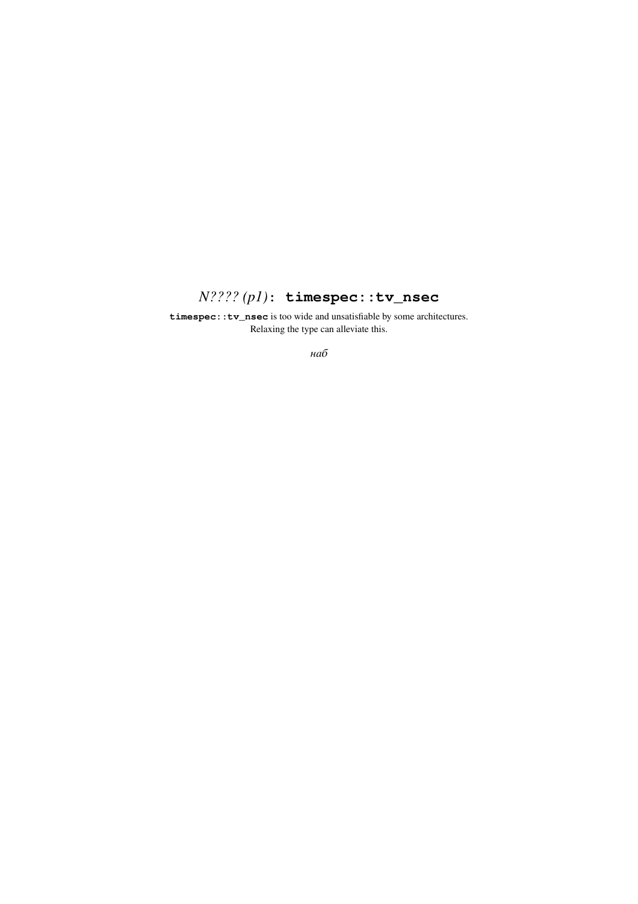# *N???? (p1)*: **`timespec::tv_nsec`**

**`timespec::tv_nsec`** is too wide and unsatisfiable by some architectures. Relaxing the type can alleviate this.

*наб*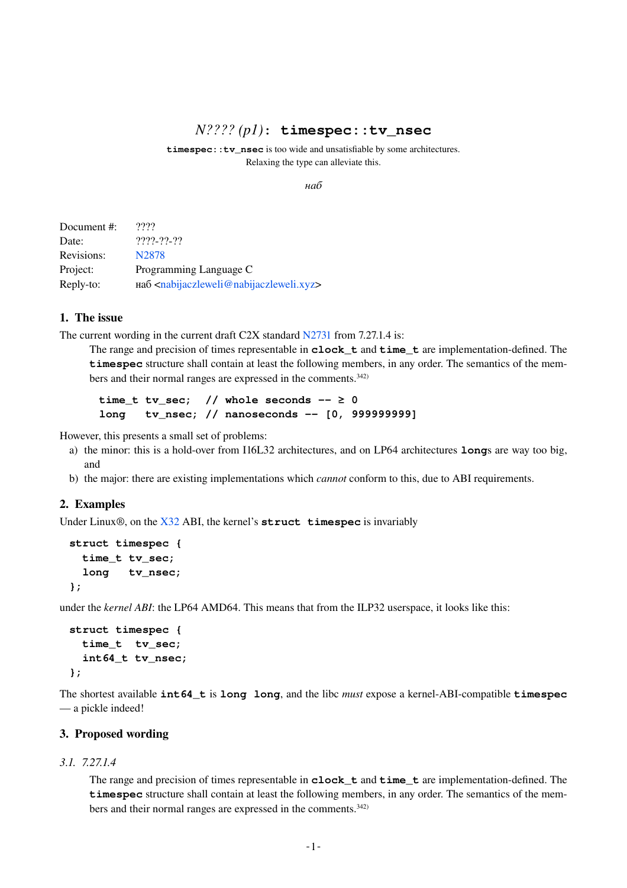# *N???? (p1)*: `timespec::tv_nsec`

`timespec::tv_nsec` is too wide and unsatisfiable by some architectures.
Relaxing the type can alleviate this.

*наб*

| | |
|---|---|
| Document #: | ???? |
| Date: | ????-??-?? |
| Revisions: | N2878 |
| Project: | Programming Language C |
| Reply-to: | наб <nabijaczleweli@nabijaczleweli.xyz> |

## 1. The issue

The current wording in the current draft C2X standard N2731 from 7.27.1.4 is:

> The range and precision of times representable in **`clock_t`** and **`time_t`** are implementation-defined. The **`timespec`** structure shall contain at least the following members, in any order. The semantics of the members and their normal ranges are expressed in the comments.[342)]
>
> ```
> time_t tv_sec;  // whole seconds -- ≥ 0
> long   tv_nsec; // nanoseconds -- [0, 999999999]
> ```

However, this presents a small set of problems:

a) the minor: this is a hold-over from I16L32 architectures, and on LP64 architectures **`long`**s are way too big, and

b) the major: there are existing implementations which *cannot* conform to this, due to ABI requirements.

## 2. Examples

Under Linux®, on the X32 ABI, the kernel's **`struct timespec`** is invariably

```
struct timespec {
  time_t tv_sec;
  long   tv_nsec;
};
```

under the *kernel ABI*: the LP64 AMD64. This means that from the ILP32 userspace, it looks like this:

```
struct timespec {
  time_t  tv_sec;
  int64_t tv_nsec;
};
```

The shortest available **`int64_t`** is **`long long`**, and the libc *must* expose a kernel-ABI-compatible **`timespec`** — a pickle indeed!

## 3. Proposed wording

### *3.1. 7.27.1.4*

> The range and precision of times representable in **`clock_t`** and **`time_t`** are implementation-defined. The **`timespec`** structure shall contain at least the following members, in any order. The semantics of the members and their normal ranges are expressed in the comments.[342)]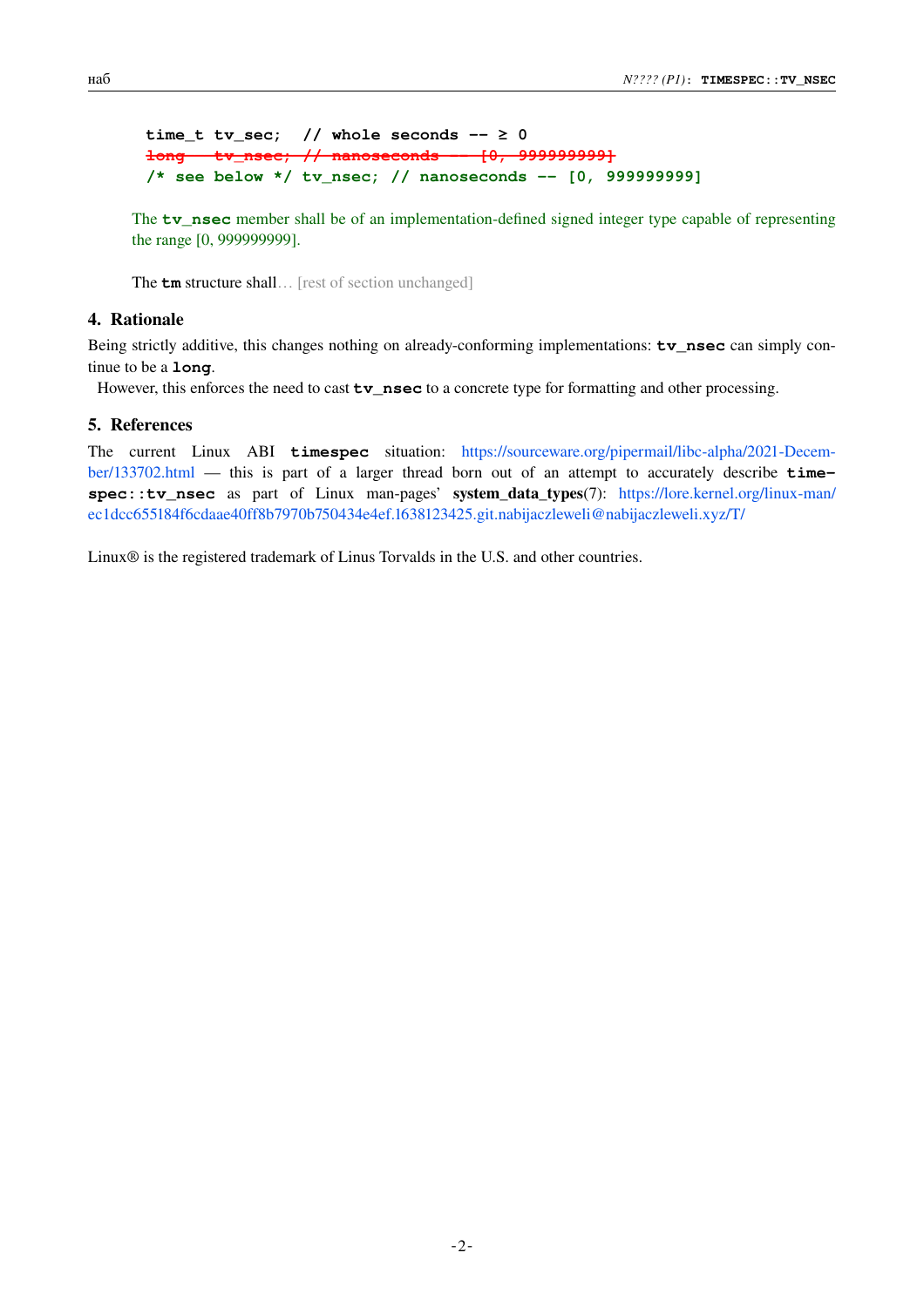```
time_t tv_sec;  // whole seconds -- ≥ 0
long   tv_nsec; // nanoseconds -- [0, 999999999]
/* see below */ tv_nsec; // nanoseconds -- [0, 999999999]
```

The **tv_nsec** member shall be of an implementation-defined signed integer type capable of representing the range [0, 999999999].

The **tm** structure shall… [rest of section unchanged]

## 4. Rationale

Being strictly additive, this changes nothing on already-conforming implementations: **tv_nsec** can simply continue to be a **long**.

However, this enforces the need to cast **tv_nsec** to a concrete type for formatting and other processing.

## 5. References

The current Linux ABI **timespec** situation: https://sourceware.org/pipermail/libc-alpha/2021-December/133702.html — this is part of a larger thread born out of an attempt to accurately describe **timespec::tv_nsec** as part of Linux man-pages' **system_data_types**(7): https://lore.kernel.org/linux-man/ec1dcc655184f6cdaae40ff8b7970b750434e4ef.1638123425.git.nabijaczleweli@nabijaczleweli.xyz/T/

Linux® is the registered trademark of Linus Torvalds in the U.S. and other countries.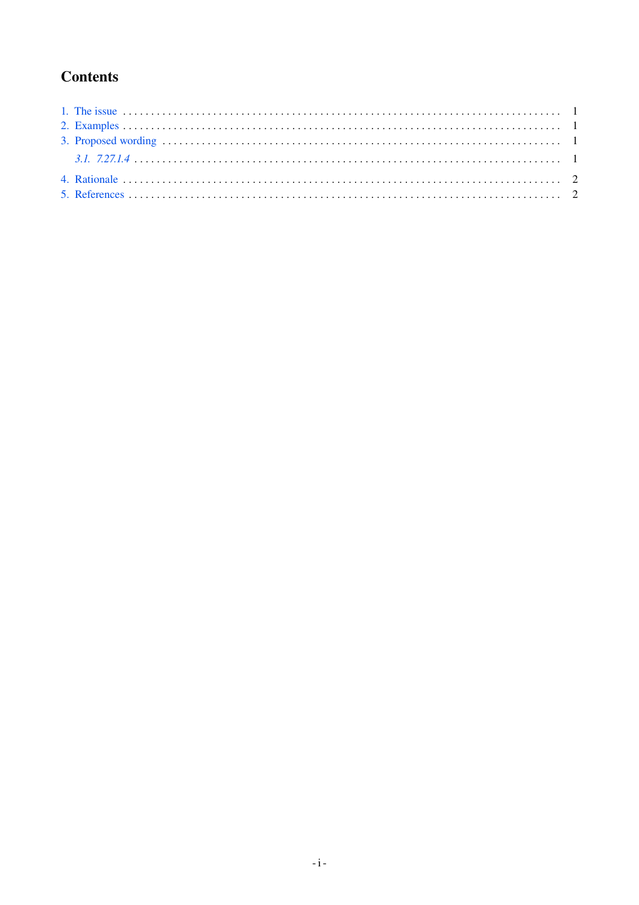# Contents

1. The issue . . . . . . . . . . . . . . . . . . . . . . . . . . . . . . . . . . . . . . . . . . . . . . . . . . . . . . . . . . . . . . . . . . . . . . . . . . . 1
2. Examples . . . . . . . . . . . . . . . . . . . . . . . . . . . . . . . . . . . . . . . . . . . . . . . . . . . . . . . . . . . . . . . . . . . . . . . . . . . 1
3. Proposed wording . . . . . . . . . . . . . . . . . . . . . . . . . . . . . . . . . . . . . . . . . . . . . . . . . . . . . . . . . . . . . . . . . . . . 1
   *3.1. 7.27.1.4* . . . . . . . . . . . . . . . . . . . . . . . . . . . . . . . . . . . . . . . . . . . . . . . . . . . . . . . . . . . . . . . . . . . . . . 1
4. Rationale . . . . . . . . . . . . . . . . . . . . . . . . . . . . . . . . . . . . . . . . . . . . . . . . . . . . . . . . . . . . . . . . . . . . . . . . . . 2
5. References . . . . . . . . . . . . . . . . . . . . . . . . . . . . . . . . . . . . . . . . . . . . . . . . . . . . . . . . . . . . . . . . . . . . . . . . 2